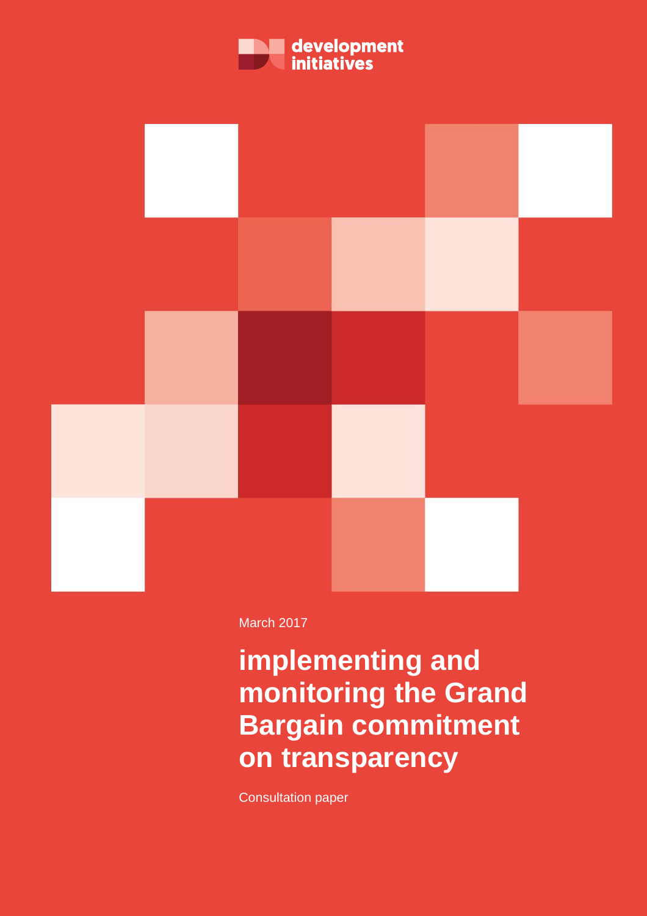development initiatives

March 2017

# implementing and monitoring the Grand Bargain commitment on transparency

Consultation paper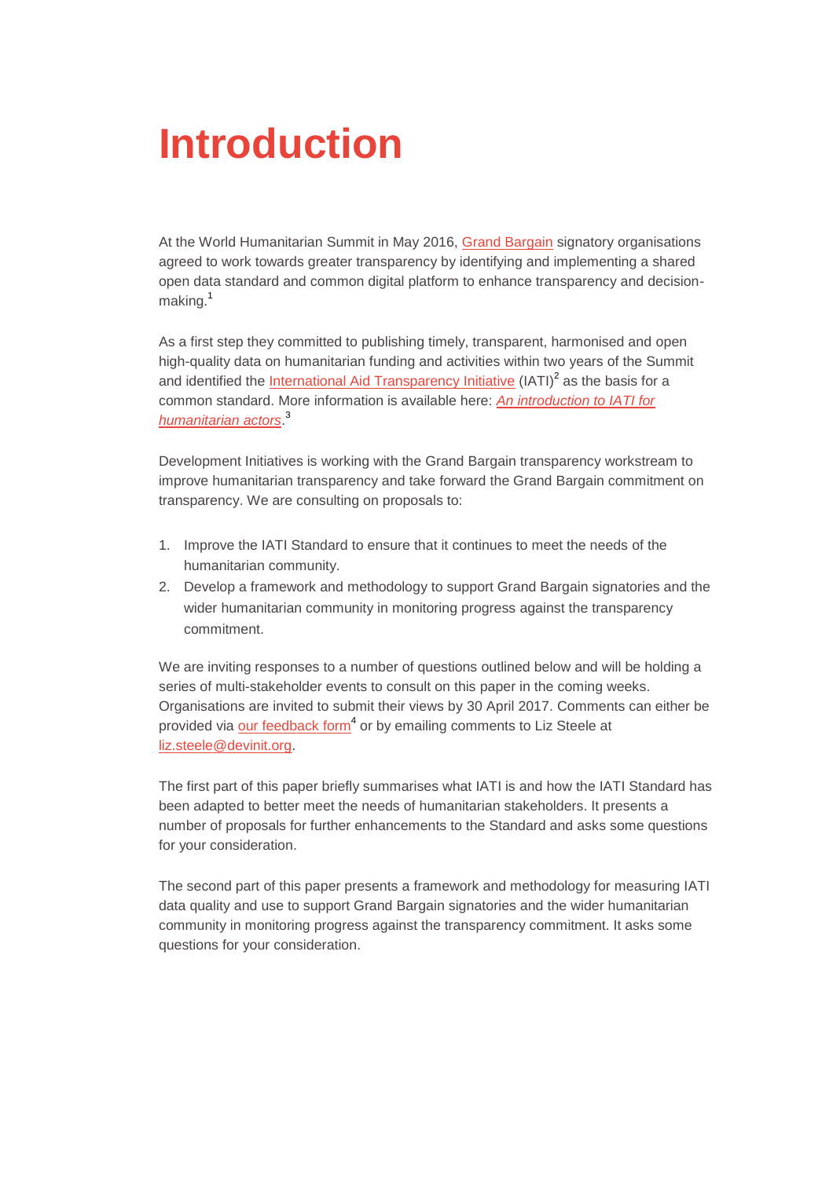# Introduction

At the World Humanitarian Summit in May 2016, Grand Bargain signatory organisations agreed to work towards greater transparency by identifying and implementing a shared open data standard and common digital platform to enhance transparency and decision-making.[1]

As a first step they committed to publishing timely, transparent, harmonised and open high-quality data on humanitarian funding and activities within two years of the Summit and identified the International Aid Transparency Initiative (IATI)[2] as the basis for a common standard. More information is available here: *An introduction to IATI for humanitarian actors*.[3]

Development Initiatives is working with the Grand Bargain transparency workstream to improve humanitarian transparency and take forward the Grand Bargain commitment on transparency. We are consulting on proposals to:

1. Improve the IATI Standard to ensure that it continues to meet the needs of the humanitarian community.
2. Develop a framework and methodology to support Grand Bargain signatories and the wider humanitarian community in monitoring progress against the transparency commitment.

We are inviting responses to a number of questions outlined below and will be holding a series of multi-stakeholder events to consult on this paper in the coming weeks. Organisations are invited to submit their views by 30 April 2017. Comments can either be provided via our feedback form[4] or by emailing comments to Liz Steele at liz.steele@devinit.org.

The first part of this paper briefly summarises what IATI is and how the IATI Standard has been adapted to better meet the needs of humanitarian stakeholders. It presents a number of proposals for further enhancements to the Standard and asks some questions for your consideration.

The second part of this paper presents a framework and methodology for measuring IATI data quality and use to support Grand Bargain signatories and the wider humanitarian community in monitoring progress against the transparency commitment. It asks some questions for your consideration.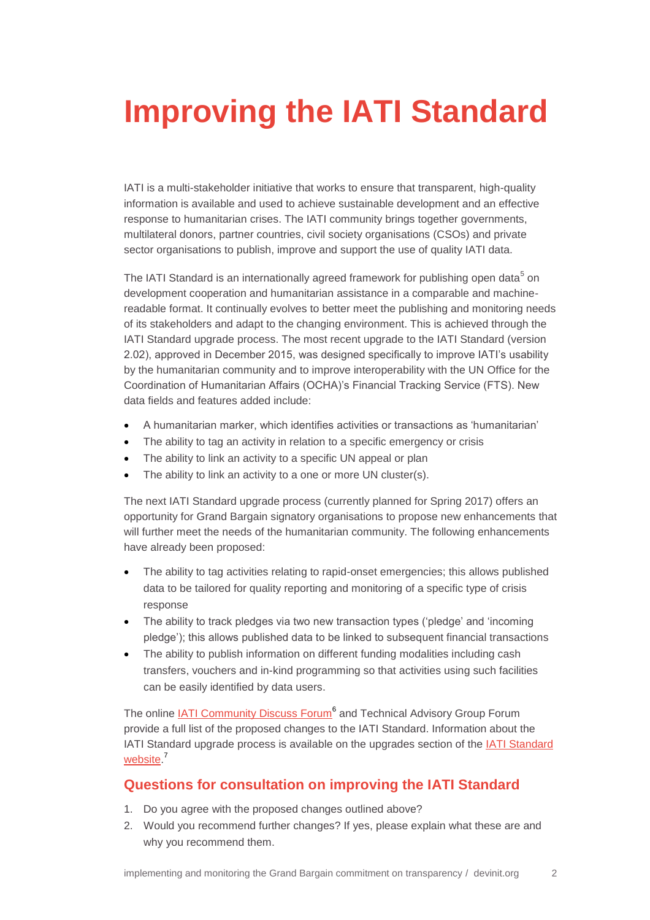# Improving the IATI Standard

IATI is a multi-stakeholder initiative that works to ensure that transparent, high-quality information is available and used to achieve sustainable development and an effective response to humanitarian crises. The IATI community brings together governments, multilateral donors, partner countries, civil society organisations (CSOs) and private sector organisations to publish, improve and support the use of quality IATI data.

The IATI Standard is an internationally agreed framework for publishing open data[5] on development cooperation and humanitarian assistance in a comparable and machine-readable format. It continually evolves to better meet the publishing and monitoring needs of its stakeholders and adapt to the changing environment. This is achieved through the IATI Standard upgrade process. The most recent upgrade to the IATI Standard (version 2.02), approved in December 2015, was designed specifically to improve IATI's usability by the humanitarian community and to improve interoperability with the UN Office for the Coordination of Humanitarian Affairs (OCHA)'s Financial Tracking Service (FTS). New data fields and features added include:

- A humanitarian marker, which identifies activities or transactions as 'humanitarian'
- The ability to tag an activity in relation to a specific emergency or crisis
- The ability to link an activity to a specific UN appeal or plan
- The ability to link an activity to a one or more UN cluster(s).

The next IATI Standard upgrade process (currently planned for Spring 2017) offers an opportunity for Grand Bargain signatory organisations to propose new enhancements that will further meet the needs of the humanitarian community. The following enhancements have already been proposed:

- The ability to tag activities relating to rapid-onset emergencies; this allows published data to be tailored for quality reporting and monitoring of a specific type of crisis response
- The ability to track pledges via two new transaction types ('pledge' and 'incoming pledge'); this allows published data to be linked to subsequent financial transactions
- The ability to publish information on different funding modalities including cash transfers, vouchers and in-kind programming so that activities using such facilities can be easily identified by data users.

The online IATI Community Discuss Forum[6] and Technical Advisory Group Forum provide a full list of the proposed changes to the IATI Standard. Information about the IATI Standard upgrade process is available on the upgrades section of the IATI Standard website.[7]

## Questions for consultation on improving the IATI Standard

1. Do you agree with the proposed changes outlined above?
2. Would you recommend further changes? If yes, please explain what these are and why you recommend them.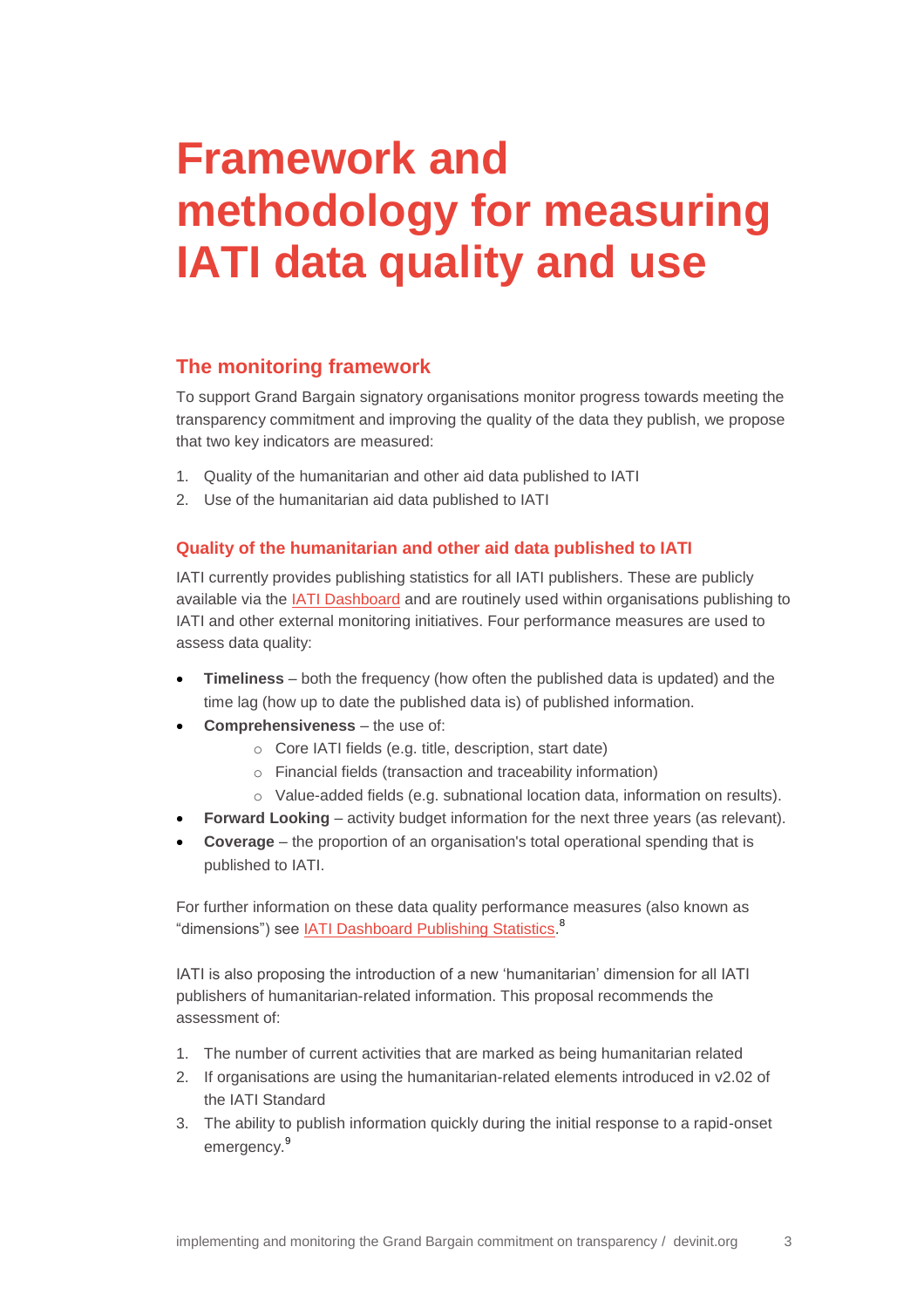# Framework and methodology for measuring IATI data quality and use

## The monitoring framework

To support Grand Bargain signatory organisations monitor progress towards meeting the transparency commitment and improving the quality of the data they publish, we propose that two key indicators are measured:

1. Quality of the humanitarian and other aid data published to IATI
2. Use of the humanitarian aid data published to IATI

### Quality of the humanitarian and other aid data published to IATI

IATI currently provides publishing statistics for all IATI publishers. These are publicly available via the IATI Dashboard and are routinely used within organisations publishing to IATI and other external monitoring initiatives. Four performance measures are used to assess data quality:

- **Timeliness** – both the frequency (how often the published data is updated) and the time lag (how up to date the published data is) of published information.
- **Comprehensiveness** – the use of:
    - Core IATI fields (e.g. title, description, start date)
    - Financial fields (transaction and traceability information)
    - Value-added fields (e.g. subnational location data, information on results).
- **Forward Looking** – activity budget information for the next three years (as relevant).
- **Coverage** – the proportion of an organisation's total operational spending that is published to IATI.

For further information on these data quality performance measures (also known as "dimensions") see IATI Dashboard Publishing Statistics.[8]

IATI is also proposing the introduction of a new 'humanitarian' dimension for all IATI publishers of humanitarian-related information. This proposal recommends the assessment of:

1. The number of current activities that are marked as being humanitarian related
2. If organisations are using the humanitarian-related elements introduced in v2.02 of the IATI Standard
3. The ability to publish information quickly during the initial response to a rapid-onset emergency.[9]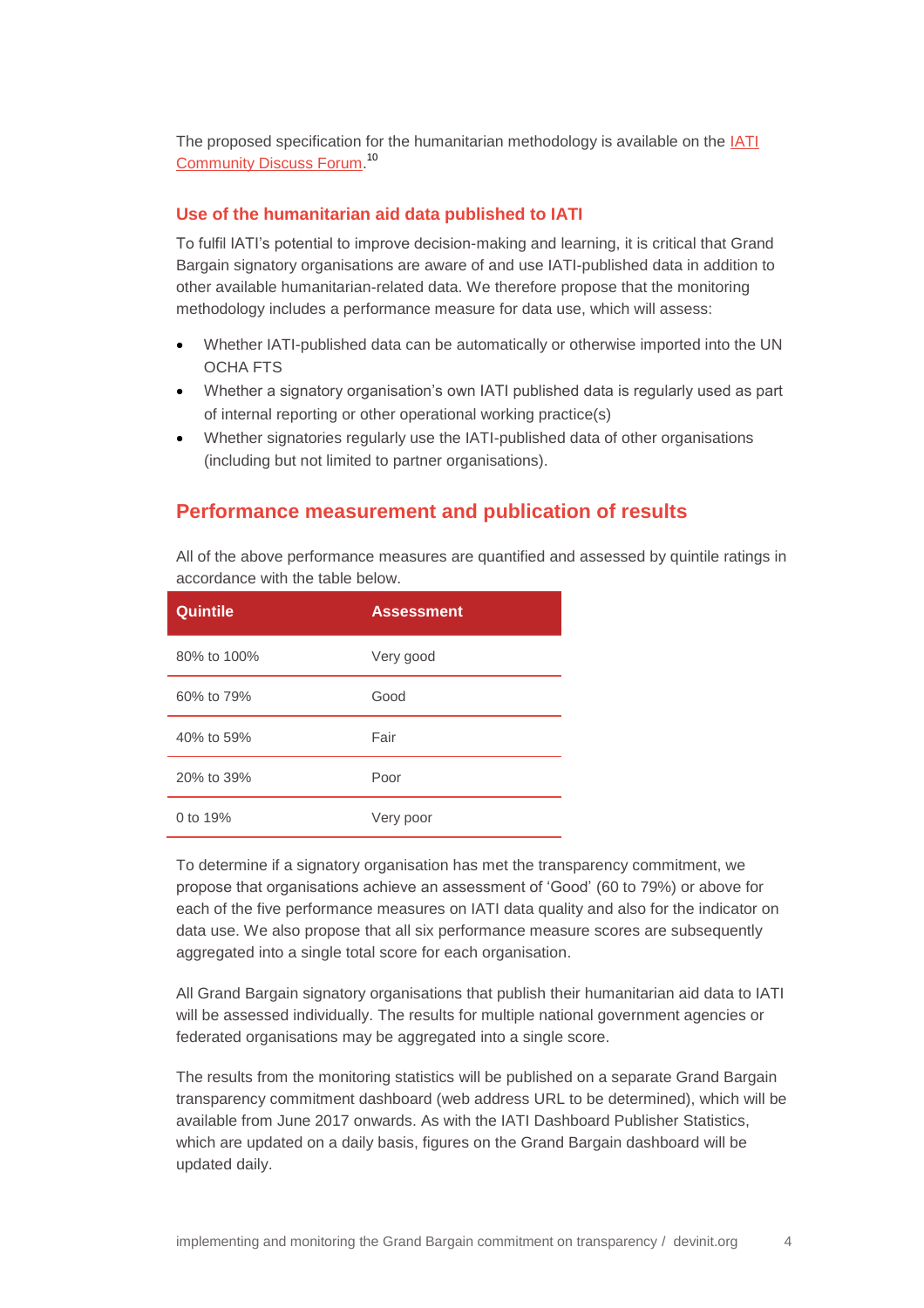The proposed specification for the humanitarian methodology is available on the [IATI Community Discuss Forum](#).[10]

### Use of the humanitarian aid data published to IATI

To fulfil IATI's potential to improve decision-making and learning, it is critical that Grand Bargain signatory organisations are aware of and use IATI-published data in addition to other available humanitarian-related data. We therefore propose that the monitoring methodology includes a performance measure for data use, which will assess:

- Whether IATI-published data can be automatically or otherwise imported into the UN OCHA FTS
- Whether a signatory organisation's own IATI published data is regularly used as part of internal reporting or other operational working practice(s)
- Whether signatories regularly use the IATI-published data of other organisations (including but not limited to partner organisations).

## Performance measurement and publication of results

All of the above performance measures are quantified and assessed by quintile ratings in accordance with the table below.

| Quintile | Assessment |
| --- | --- |
| 80% to 100% | Very good |
| 60% to 79% | Good |
| 40% to 59% | Fair |
| 20% to 39% | Poor |
| 0 to 19% | Very poor |

To determine if a signatory organisation has met the transparency commitment, we propose that organisations achieve an assessment of 'Good' (60 to 79%) or above for each of the five performance measures on IATI data quality and also for the indicator on data use. We also propose that all six performance measure scores are subsequently aggregated into a single total score for each organisation.

All Grand Bargain signatory organisations that publish their humanitarian aid data to IATI will be assessed individually. The results for multiple national government agencies or federated organisations may be aggregated into a single score.

The results from the monitoring statistics will be published on a separate Grand Bargain transparency commitment dashboard (web address URL to be determined), which will be available from June 2017 onwards. As with the IATI Dashboard Publisher Statistics, which are updated on a daily basis, figures on the Grand Bargain dashboard will be updated daily.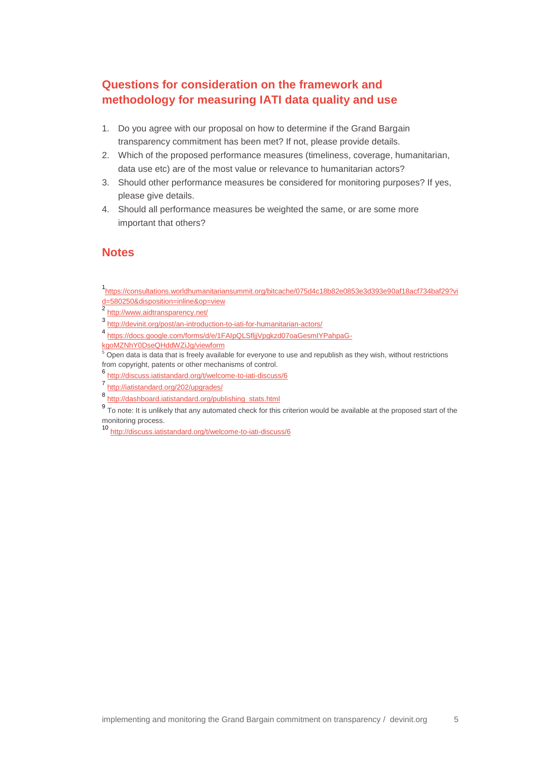## Questions for consideration on the framework and methodology for measuring IATI data quality and use

1. Do you agree with our proposal on how to determine if the Grand Bargain transparency commitment has been met? If not, please provide details.
2. Which of the proposed performance measures (timeliness, coverage, humanitarian, data use etc) are of the most value or relevance to humanitarian actors?
3. Should other performance measures be considered for monitoring purposes? If yes, please give details.
4. Should all performance measures be weighted the same, or are some more important that others?

## Notes

[1] https://consultations.worldhumanitariansummit.org/bitcache/075d4c18b82e0853e3d393e90af18acf734baf29?vid=580250&disposition=inline&op=view

[2] http://www.aidtransparency.net/

[3] http://devinit.org/post/an-introduction-to-iati-for-humanitarian-actors/

[4] https://docs.google.com/forms/d/e/1FAIpQLSfljjVpgkzd07oaGesmIYPahpaG-kgoMZNhY0DseQHddWZiJg/viewform

[5] Open data is data that is freely available for everyone to use and republish as they wish, without restrictions from copyright, patents or other mechanisms of control.

[6] http://discuss.iatistandard.org/t/welcome-to-iati-discuss/6

[7] http://iatistandard.org/202/upgrades/

[8] http://dashboard.iatistandard.org/publishing_stats.html

[9] To note: It is unlikely that any automated check for this criterion would be available at the proposed start of the monitoring process.

[10] http://discuss.iatistandard.org/t/welcome-to-iati-discuss/6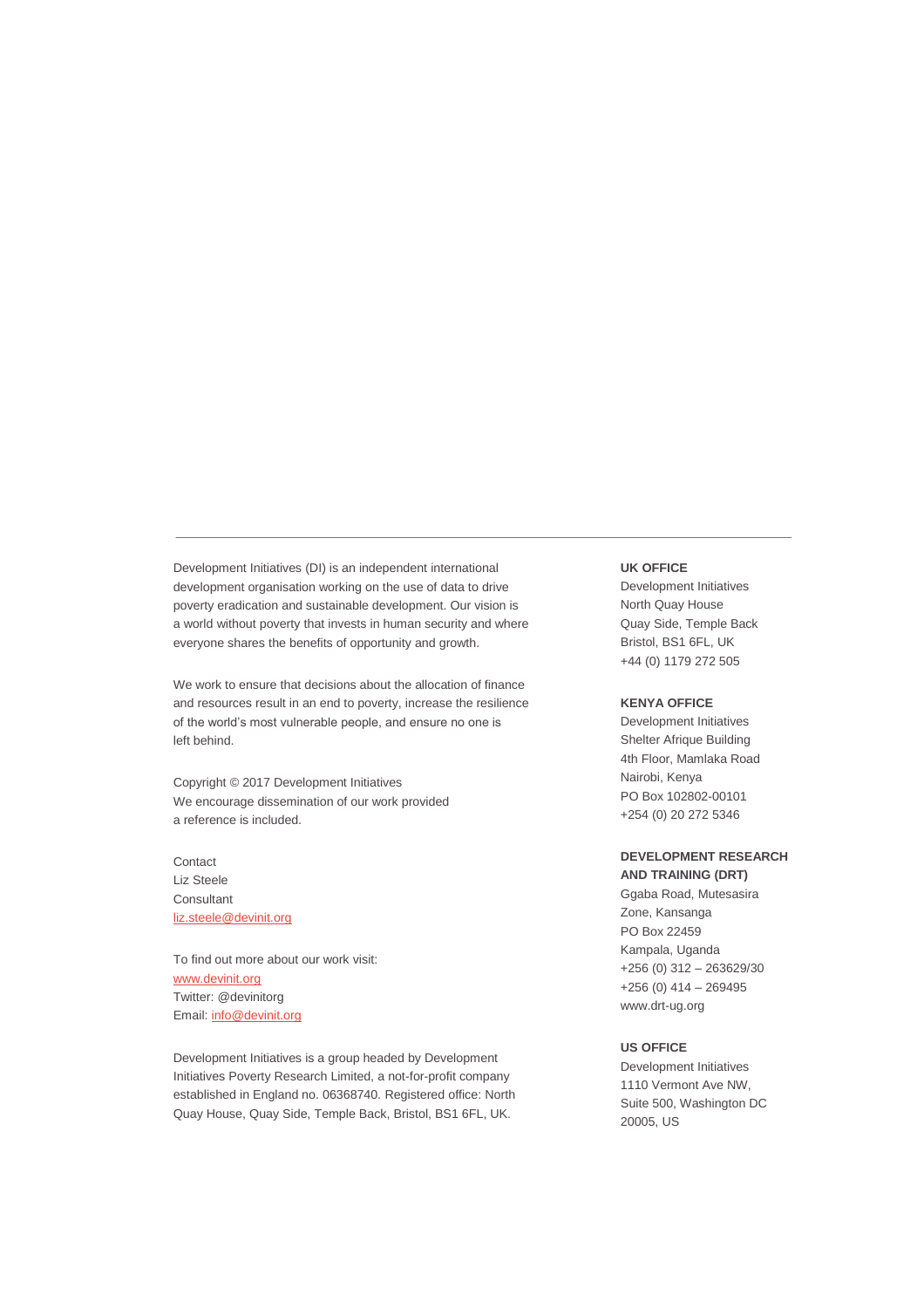Development Initiatives (DI) is an independent international development organisation working on the use of data to drive poverty eradication and sustainable development. Our vision is a world without poverty that invests in human security and where everyone shares the benefits of opportunity and growth.

We work to ensure that decisions about the allocation of finance and resources result in an end to poverty, increase the resilience of the world's most vulnerable people, and ensure no one is left behind.

Copyright © 2017 Development Initiatives
We encourage dissemination of our work provided a reference is included.

Contact
Liz Steele
Consultant
liz.steele@devinit.org

To find out more about our work visit:
www.devinit.org
Twitter: @devinitorg
Email: info@devinit.org

Development Initiatives is a group headed by Development Initiatives Poverty Research Limited, a not-for-profit company established in England no. 06368740. Registered office: North Quay House, Quay Side, Temple Back, Bristol, BS1 6FL, UK.

**UK OFFICE**
Development Initiatives
North Quay House
Quay Side, Temple Back
Bristol, BS1 6FL, UK
+44 (0) 1179 272 505

**KENYA OFFICE**
Development Initiatives
Shelter Afrique Building
4th Floor, Mamlaka Road
Nairobi, Kenya
PO Box 102802-00101
+254 (0) 20 272 5346

**DEVELOPMENT RESEARCH AND TRAINING (DRT)**
Ggaba Road, Mutesasira
Zone, Kansanga
PO Box 22459
Kampala, Uganda
+256 (0) 312 – 263629/30
+256 (0) 414 – 269495
www.drt-ug.org

**US OFFICE**
Development Initiatives
1110 Vermont Ave NW,
Suite 500, Washington DC
20005, US